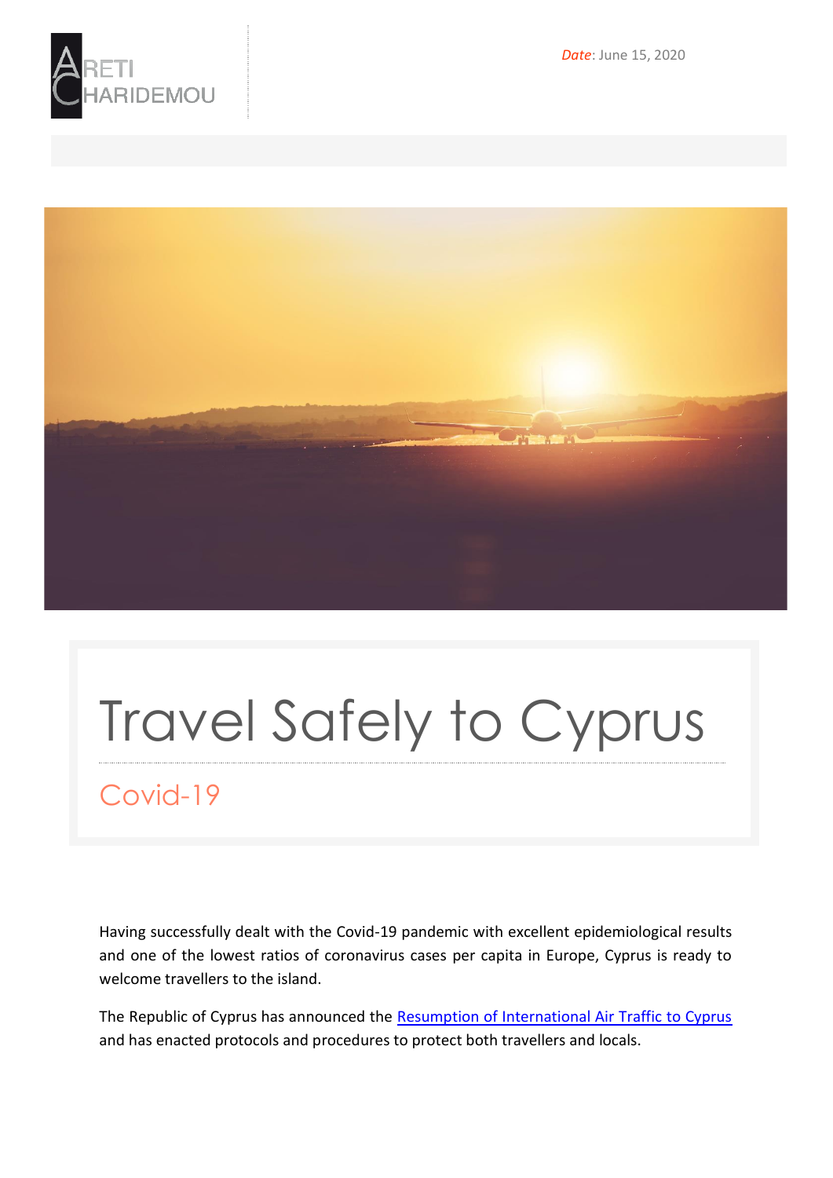ARETI CHARIDEMOU

*Date*: June 15, 2020

# Travel Safely to Cyprus

## Covid-19

Having successfully dealt with the Covid-19 pandemic with excellent epidemiological results and one of the lowest ratios of coronavirus cases per capita in Europe, Cyprus is ready to welcome travellers to the island.

The Republic of Cyprus has announced the Resumption of International Air Traffic to Cyprus and has enacted protocols and procedures to protect both travellers and locals.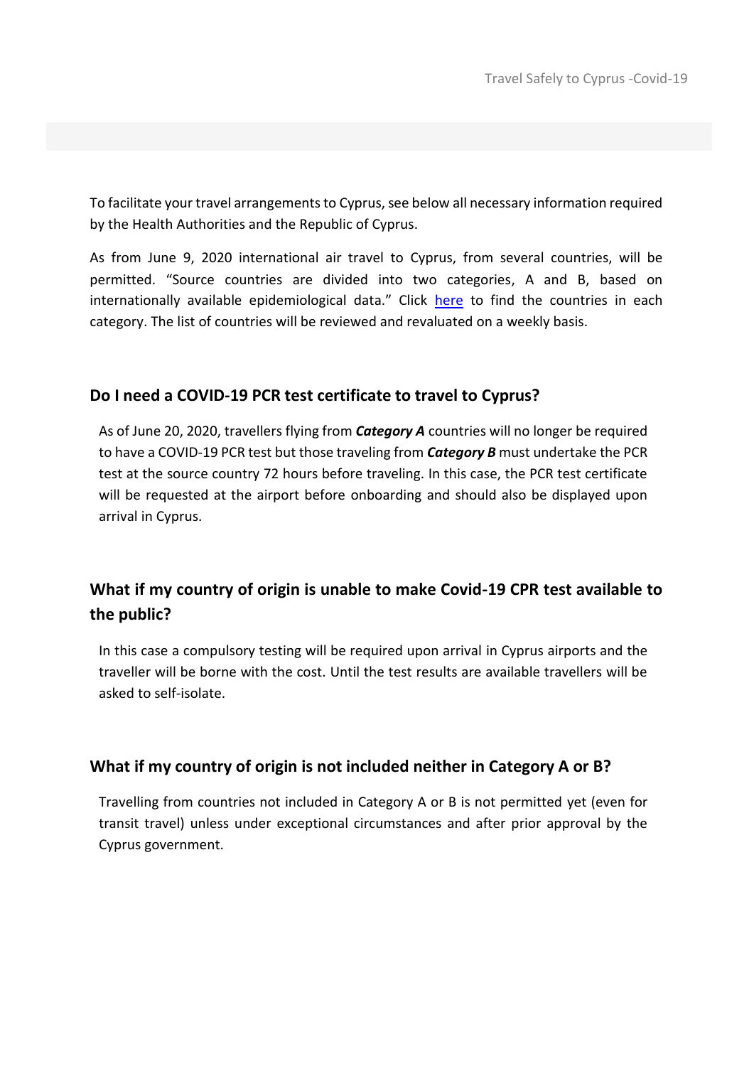To facilitate your travel arrangements to Cyprus, see below all necessary information required by the Health Authorities and the Republic of Cyprus.

As from June 9, 2020 international air travel to Cyprus, from several countries, will be permitted. "Source countries are divided into two categories, A and B, based on internationally available epidemiological data." Click here to find the countries in each category. The list of countries will be reviewed and revaluated on a weekly basis.

### Do I need a COVID-19 PCR test certificate to travel to Cyprus?

As of June 20, 2020, travellers flying from ***Category A*** countries will no longer be required to have a COVID-19 PCR test but those traveling from ***Category B*** must undertake the PCR test at the source country 72 hours before traveling. In this case, the PCR test certificate will be requested at the airport before onboarding and should also be displayed upon arrival in Cyprus.

### What if my country of origin is unable to make Covid-19 CPR test available to the public?

In this case a compulsory testing will be required upon arrival in Cyprus airports and the traveller will be borne with the cost. Until the test results are available travellers will be asked to self-isolate.

### What if my country of origin is not included neither in Category A or B?

Travelling from countries not included in Category A or B is not permitted yet (even for transit travel) unless under exceptional circumstances and after prior approval by the Cyprus government.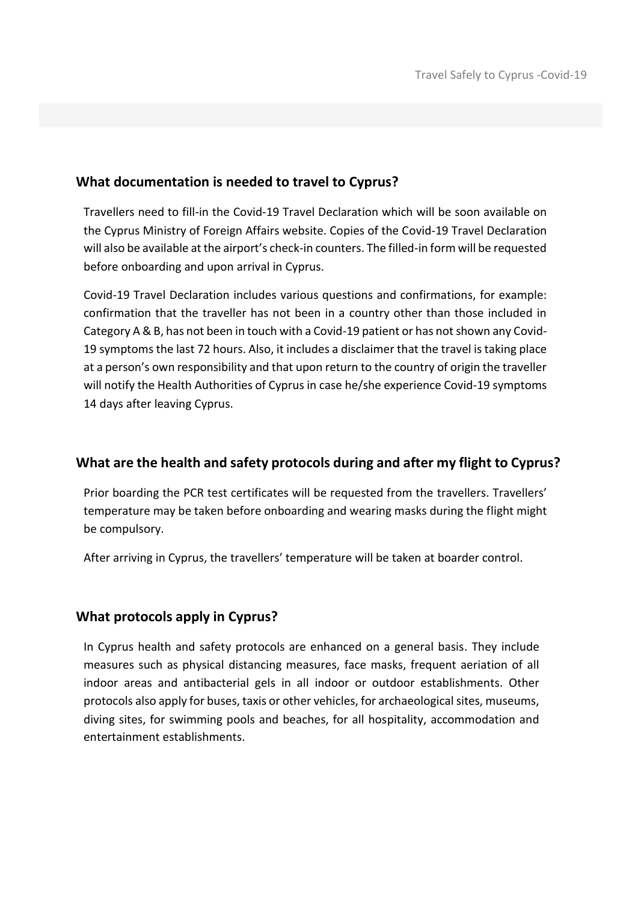## What documentation is needed to travel to Cyprus?

Travellers need to fill-in the Covid-19 Travel Declaration which will be soon available on the Cyprus Ministry of Foreign Affairs website. Copies of the Covid-19 Travel Declaration will also be available at the airport's check-in counters. The filled-in form will be requested before onboarding and upon arrival in Cyprus.

Covid-19 Travel Declaration includes various questions and confirmations, for example: confirmation that the traveller has not been in a country other than those included in Category A & B, has not been in touch with a Covid-19 patient or has not shown any Covid-19 symptoms the last 72 hours. Also, it includes a disclaimer that the travel is taking place at a person's own responsibility and that upon return to the country of origin the traveller will notify the Health Authorities of Cyprus in case he/she experience Covid-19 symptoms 14 days after leaving Cyprus.

## What are the health and safety protocols during and after my flight to Cyprus?

Prior boarding the PCR test certificates will be requested from the travellers. Travellers' temperature may be taken before onboarding and wearing masks during the flight might be compulsory.

After arriving in Cyprus, the travellers' temperature will be taken at boarder control.

## What protocols apply in Cyprus?

In Cyprus health and safety protocols are enhanced on a general basis. They include measures such as physical distancing measures, face masks, frequent aeriation of all indoor areas and antibacterial gels in all indoor or outdoor establishments. Other protocols also apply for buses, taxis or other vehicles, for archaeological sites, museums, diving sites, for swimming pools and beaches, for all hospitality, accommodation and entertainment establishments.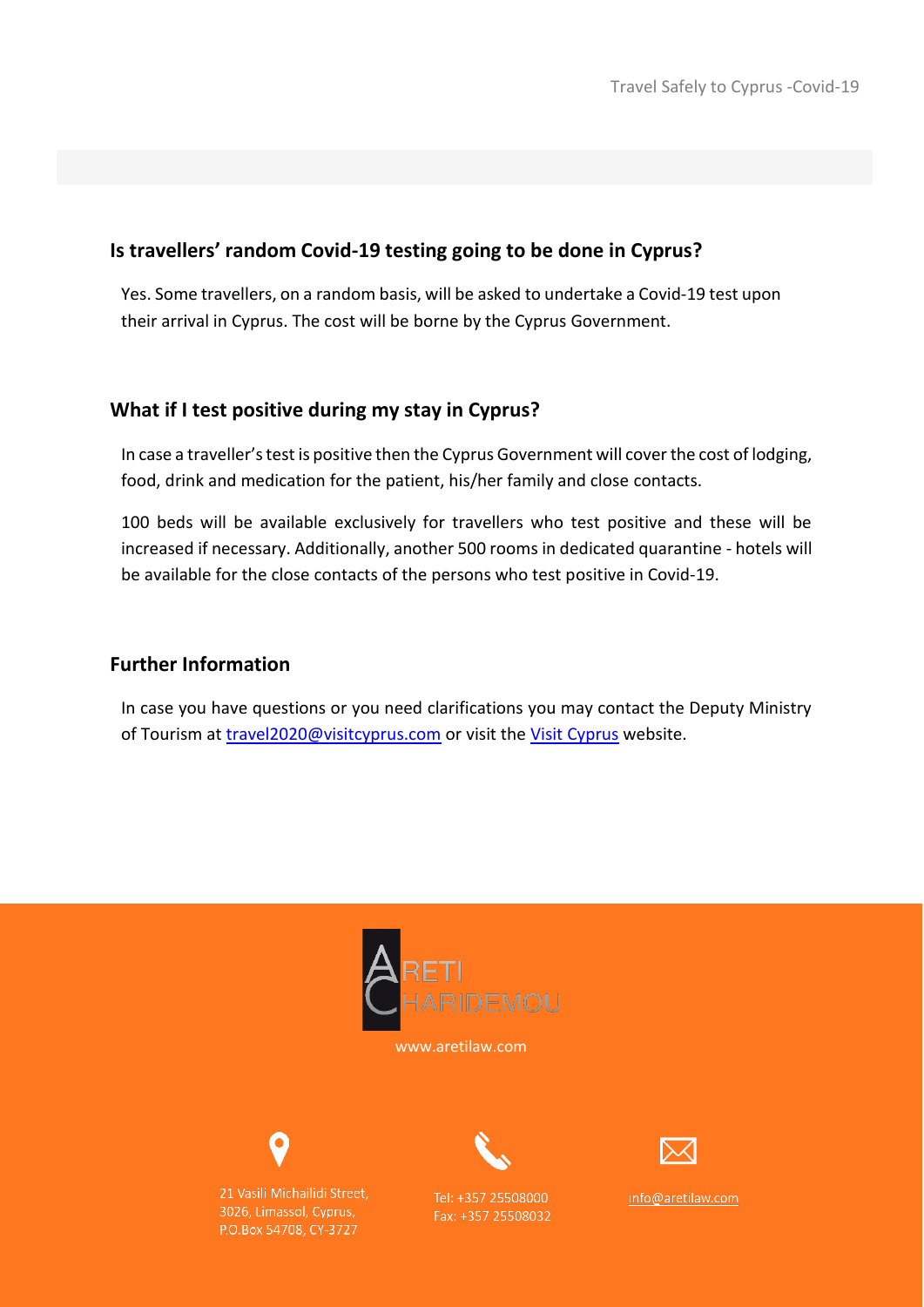### Is travellers' random Covid-19 testing going to be done in Cyprus?

Yes. Some travellers, on a random basis, will be asked to undertake a Covid-19 test upon their arrival in Cyprus. The cost will be borne by the Cyprus Government.

### What if I test positive during my stay in Cyprus?

In case a traveller's test is positive then the Cyprus Government will cover the cost of lodging, food, drink and medication for the patient, his/her family and close contacts.

100 beds will be available exclusively for travellers who test positive and these will be increased if necessary. Additionally, another 500 rooms in dedicated quarantine - hotels will be available for the close contacts of the persons who test positive in Covid-19.

### Further Information

In case you have questions or you need clarifications you may contact the Deputy Ministry of Tourism at [travel2020@visitcyprus.com](mailto:travel2020@visitcyprus.com) or visit the [Visit Cyprus]() website.

ARETI CHARIDEMOU

www.aretilaw.com

21 Vasili Michailidi Street,
3026, Limassol, Cyprus,
P.O.Box 54708, CY-3727

Tel: +357 25508000
Fax: +357 25508032

[info@aretilaw.com](mailto:info@aretilaw.com)